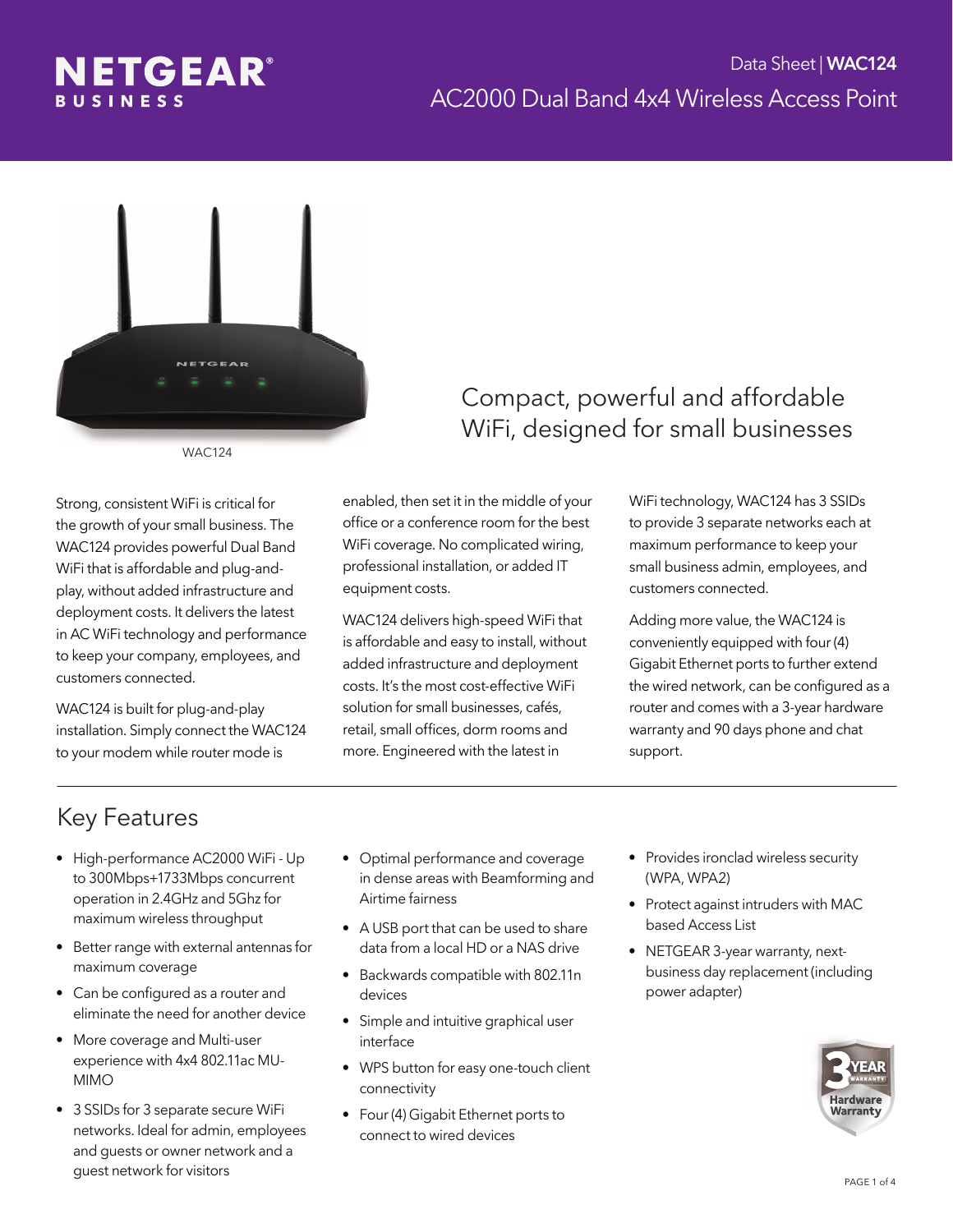NETGEAR BUSINESS

Data Sheet | **WAC124**

# AC2000 Dual Band 4x4 Wireless Access Point

WAC124

## Compact, powerful and affordable WiFi, designed for small businesses

Strong, consistent WiFi is critical for the growth of your small business. The WAC124 provides powerful Dual Band WiFi that is affordable and plug-and-play, without added infrastructure and deployment costs. It delivers the latest in AC WiFi technology and performance to keep your company, employees, and customers connected.

WAC124 is built for plug-and-play installation. Simply connect the WAC124 to your modem while router mode is enabled, then set it in the middle of your office or a conference room for the best WiFi coverage. No complicated wiring, professional installation, or added IT equipment costs.

WAC124 delivers high-speed WiFi that is affordable and easy to install, without added infrastructure and deployment costs. It's the most cost-effective WiFi solution for small businesses, cafés, retail, small offices, dorm rooms and more. Engineered with the latest in WiFi technology, WAC124 has 3 SSIDs to provide 3 separate networks each at maximum performance to keep your small business admin, employees, and customers connected.

Adding more value, the WAC124 is conveniently equipped with four (4) Gigabit Ethernet ports to further extend the wired network, can be configured as a router and comes with a 3-year hardware warranty and 90 days phone and chat support.

## Key Features

- High-performance AC2000 WiFi - Up to 300Mbps+1733Mbps concurrent operation in 2.4GHz and 5Ghz for maximum wireless throughput
- Better range with external antennas for maximum coverage
- Can be configured as a router and eliminate the need for another device
- More coverage and Multi-user experience with 4x4 802.11ac MU-MIMO
- 3 SSIDs for 3 separate secure WiFi networks. Ideal for admin, employees and guests or owner network and a guest network for visitors
- Optimal performance and coverage in dense areas with Beamforming and Airtime fairness
- A USB port that can be used to share data from a local HD or a NAS drive
- Backwards compatible with 802.11n devices
- Simple and intuitive graphical user interface
- WPS button for easy one-touch client connectivity
- Four (4) Gigabit Ethernet ports to connect to wired devices
- Provides ironclad wireless security (WPA, WPA2)
- Protect against intruders with MAC based Access List
- NETGEAR 3-year warranty, next-business day replacement (including power adapter)

3 YEAR WARRANTY Hardware Warranty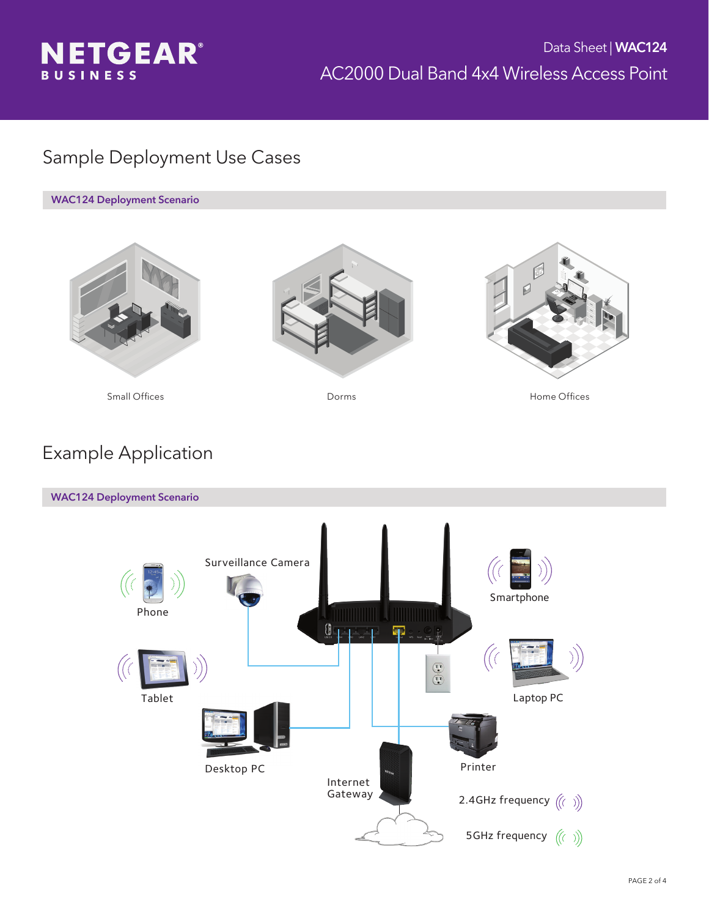## Sample Deployment Use Cases

**WAC124 Deployment Scenario**

Small Offices

Dorms

Home Offices

## Example Application

**WAC124 Deployment Scenario**

Phone

Surveillance Camera

Smartphone

Tablet

Laptop PC

Desktop PC

Printer

Internet Gateway

2.4GHz frequency

5GHz frequency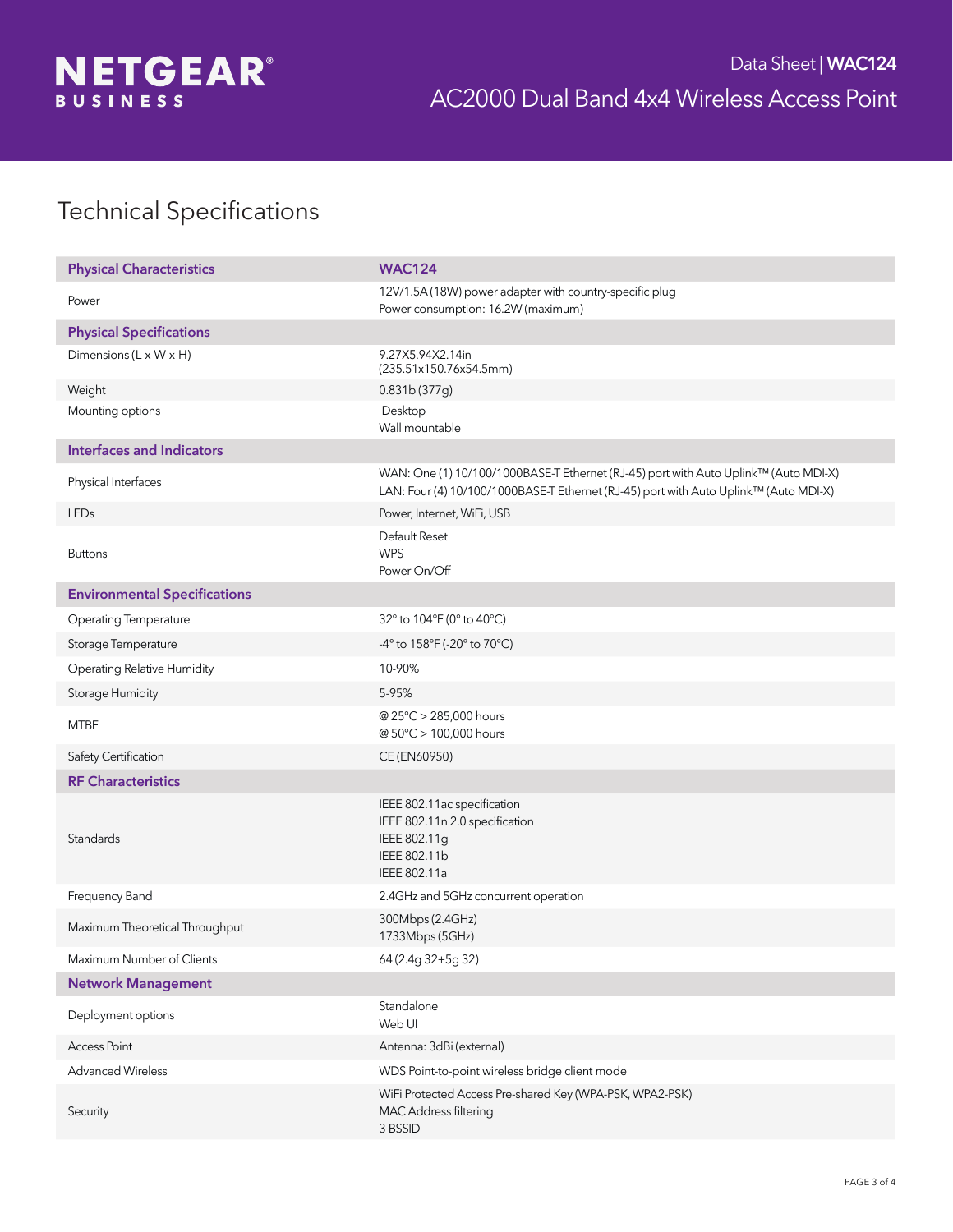# Data Sheet | WAC124

## AC2000 Dual Band 4x4 Wireless Access Point

## Technical Specifications

| Physical Characteristics | WAC124 |
|---|---|
| Power | 12V/1.5A (18W) power adapter with country-specific plug<br>Power consumption: 16.2W (maximum) |
| **Physical Specifications** | |
| Dimensions (L x W x H) | 9.27X5.94X2.14in<br>(235.51x150.76x54.5mm) |
| Weight | 0.831b (377g) |
| Mounting options | Desktop<br>Wall mountable |
| **Interfaces and Indicators** | |
| Physical Interfaces | WAN: One (1) 10/100/1000BASE-T Ethernet (RJ-45) port with Auto Uplink™ (Auto MDI-X)<br>LAN: Four (4) 10/100/1000BASE-T Ethernet (RJ-45) port with Auto Uplink™ (Auto MDI-X) |
| LEDs | Power, Internet, WiFi, USB |
| Buttons | Default Reset<br>WPS<br>Power On/Off |
| **Environmental Specifications** | |
| Operating Temperature | 32° to 104°F (0° to 40°C) |
| Storage Temperature | -4° to 158°F (-20° to 70°C) |
| Operating Relative Humidity | 10-90% |
| Storage Humidity | 5-95% |
| MTBF | @25°C > 285,000 hours<br>@50°C > 100,000 hours |
| Safety Certification | CE (EN60950) |
| **RF Characteristics** | |
| Standards | IEEE 802.11ac specification<br>IEEE 802.11n 2.0 specification<br>IEEE 802.11g<br>IEEE 802.11b<br>IEEE 802.11a |
| Frequency Band | 2.4GHz and 5GHz concurrent operation |
| Maximum Theoretical Throughput | 300Mbps (2.4GHz)<br>1733Mbps (5GHz) |
| Maximum Number of Clients | 64 (2.4g 32+5g 32) |
| **Network Management** | |
| Deployment options | Standalone<br>Web UI |
| Access Point | Antenna: 3dBi (external) |
| Advanced Wireless | WDS Point-to-point wireless bridge client mode |
| Security | WiFi Protected Access Pre-shared Key (WPA-PSK, WPA2-PSK)<br>MAC Address filtering<br>3 BSSID |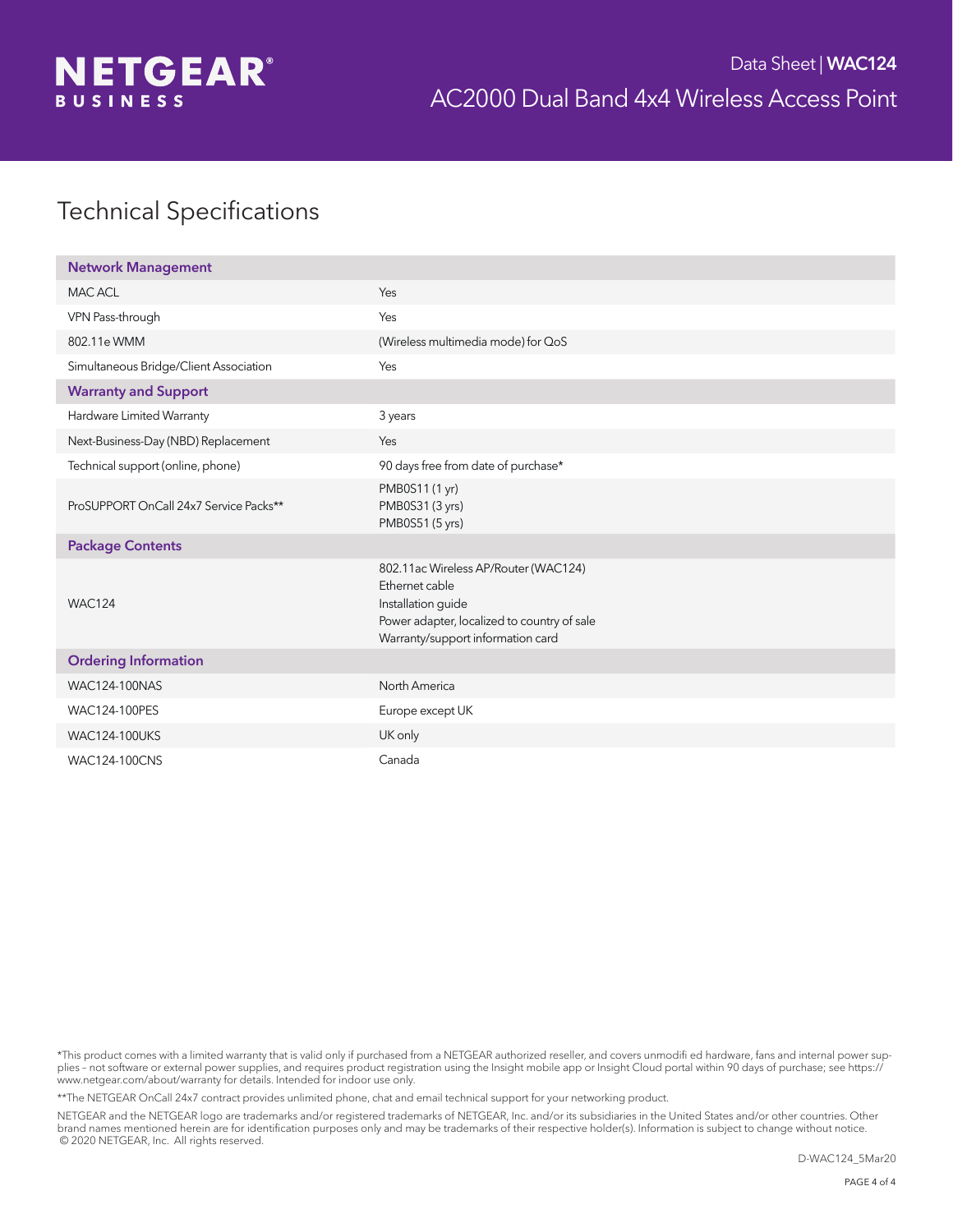# Technical Specifications

| | |
|---|---|
| **Network Management** | |
| MAC ACL | Yes |
| VPN Pass-through | Yes |
| 802.11e WMM | (Wireless multimedia mode) for QoS |
| Simultaneous Bridge/Client Association | Yes |
| **Warranty and Support** | |
| Hardware Limited Warranty | 3 years |
| Next-Business-Day (NBD) Replacement | Yes |
| Technical support (online, phone) | 90 days free from date of purchase* |
| ProSUPPORT OnCall 24x7 Service Packs** | PMB0S11 (1 yr)<br>PMB0S31 (3 yrs)<br>PMB0S51 (5 yrs) |
| **Package Contents** | |
| WAC124 | 802.11ac Wireless AP/Router (WAC124)<br>Ethernet cable<br>Installation guide<br>Power adapter, localized to country of sale<br>Warranty/support information card |
| **Ordering Information** | |
| WAC124-100NAS | North America |
| WAC124-100PES | Europe except UK |
| WAC124-100UKS | UK only |
| WAC124-100CNS | Canada |

*This product comes with a limited warranty that is valid only if purchased from a NETGEAR authorized reseller, and covers unmodifi ed hardware, fans and internal power supplies – not software or external power supplies, and requires product registration using the Insight mobile app or Insight Cloud portal within 90 days of purchase; see https://www.netgear.com/about/warranty for details. Intended for indoor use only.

**The NETGEAR OnCall 24x7 contract provides unlimited phone, chat and email technical support for your networking product.

NETGEAR and the NETGEAR logo are trademarks and/or registered trademarks of NETGEAR, Inc. and/or its subsidiaries in the United States and/or other countries. Other brand names mentioned herein are for identification purposes only and may be trademarks of their respective holder(s). Information is subject to change without notice. © 2020 NETGEAR, Inc. All rights reserved.

D-WAC124_5Mar20